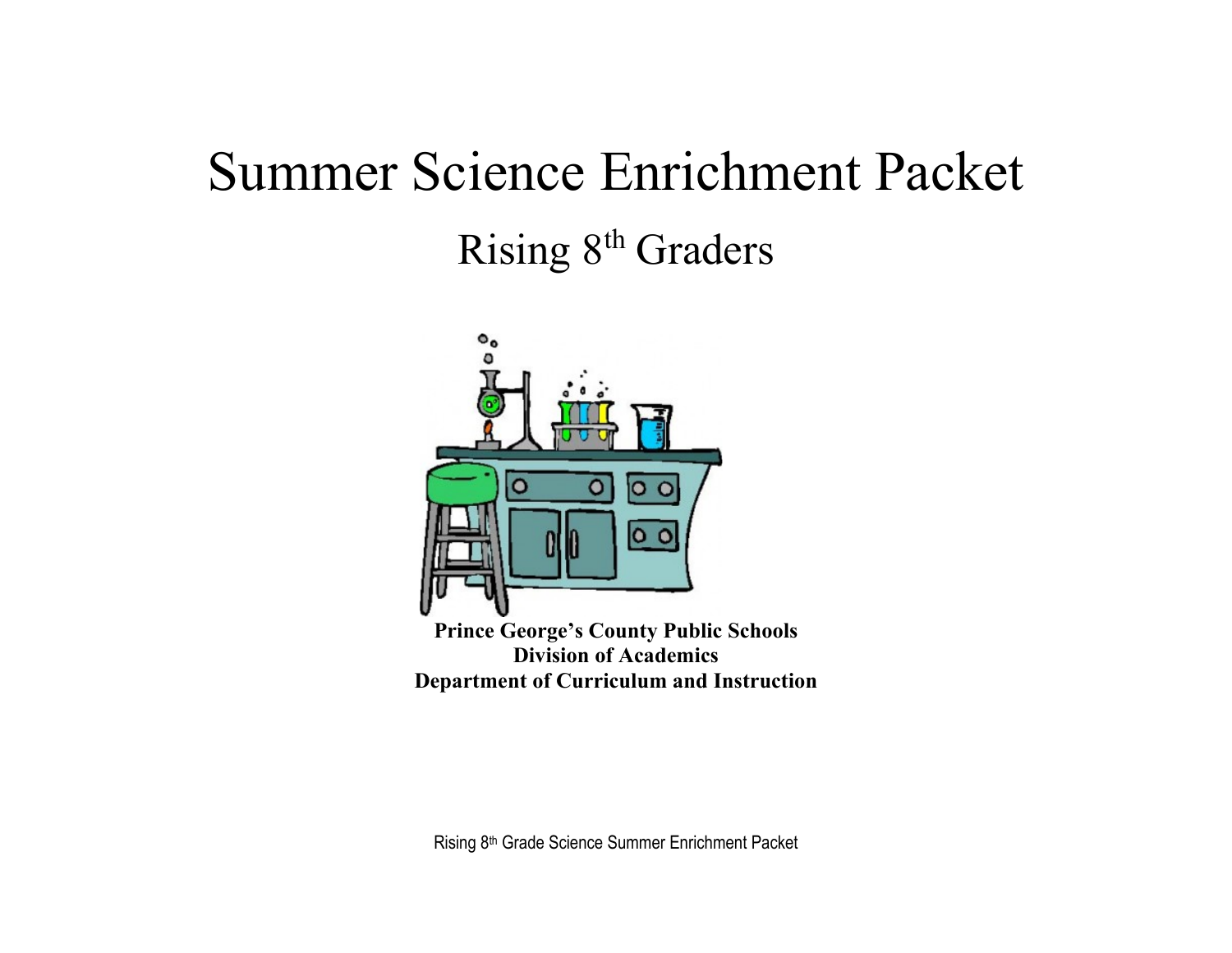# Summer Science Enrichment Packet

## Rising 8th Graders

**Prince George's County Public Schools**
**Division of Academics**
**Department of Curriculum and Instruction**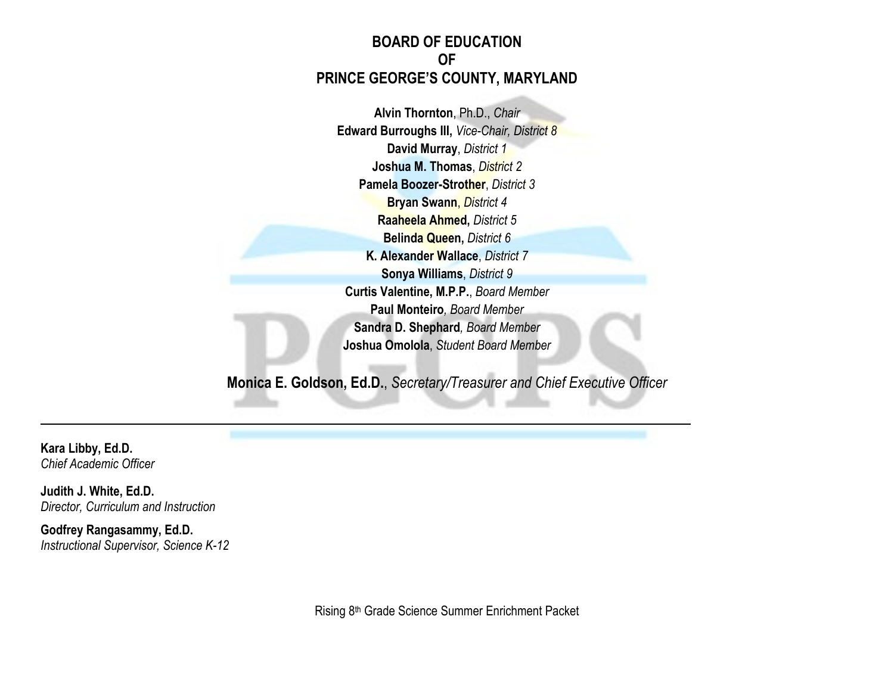# BOARD OF EDUCATION
# OF
# PRINCE GEORGE'S COUNTY, MARYLAND

**Alvin Thornton**, Ph.D., *Chair*
**Edward Burroughs III,** *Vice-Chair, District 8*
**David Murray**, *District 1*
**Joshua M. Thomas**, *District 2*
**Pamela Boozer-Strother**, *District 3*
**Bryan Swann**, *District 4*
**Raaheela Ahmed,** *District 5*
**Belinda Queen,** *District 6*
**K. Alexander Wallace**, *District 7*
**Sonya Williams**, *District 9*
**Curtis Valentine, M.P.P.**, *Board Member*
**Paul Monteiro***, Board Member*
**Sandra D. Shephard***, Board Member*
**Joshua Omolola**, *Student Board Member*

**Monica E. Goldson, Ed.D.**, *Secretary/Treasurer and Chief Executive Officer*

---

**Kara Libby, Ed.D.**
*Chief Academic Officer*

**Judith J. White, Ed.D.**
*Director, Curriculum and Instruction*

**Godfrey Rangasammy, Ed.D.**
*Instructional Supervisor, Science K-12*

Rising 8th Grade Science Summer Enrichment Packet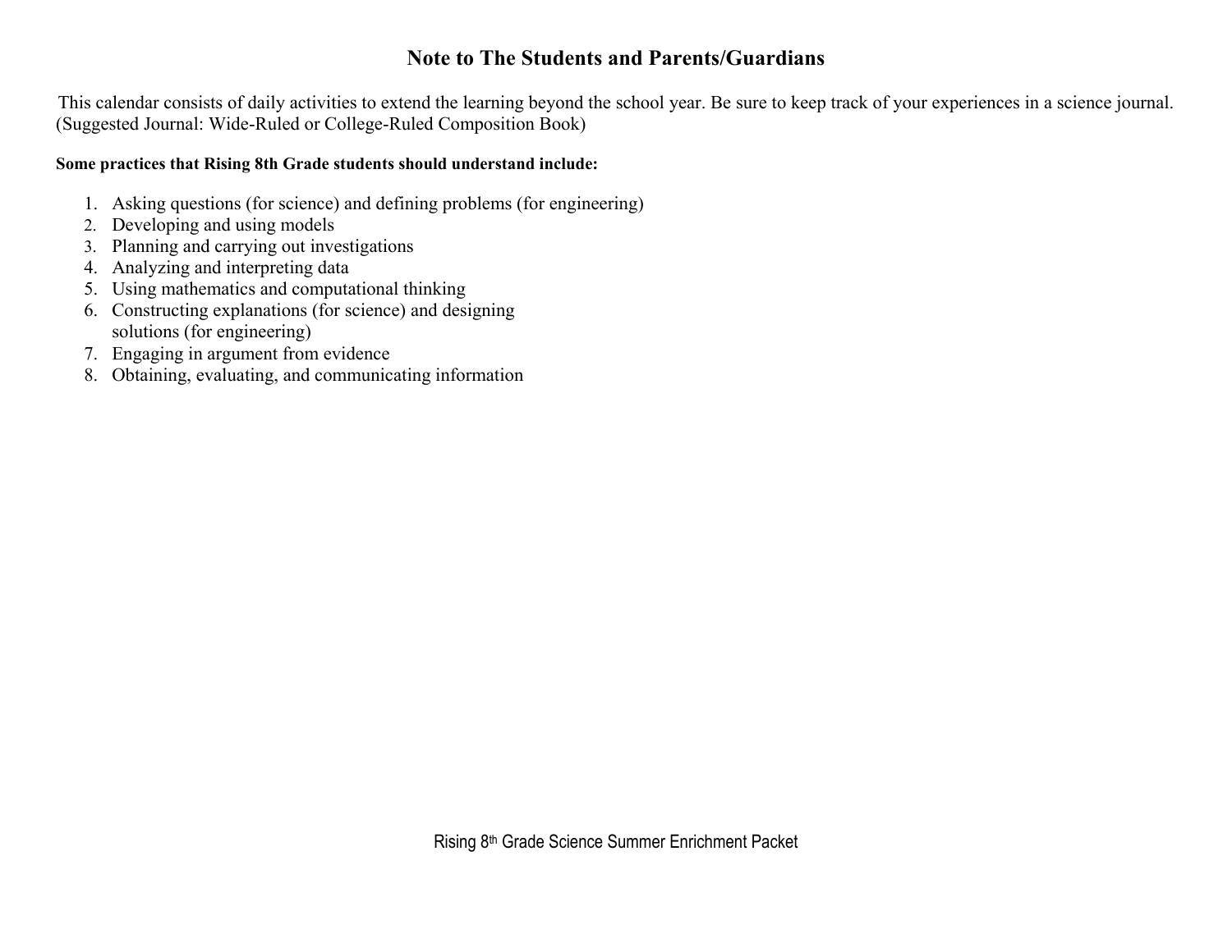## Note to The Students and Parents/Guardians

This calendar consists of daily activities to extend the learning beyond the school year. Be sure to keep track of your experiences in a science journal. (Suggested Journal: Wide-Ruled or College-Ruled Composition Book)

**Some practices that Rising 8th Grade students should understand include:**

1. Asking questions (for science) and defining problems (for engineering)
2. Developing and using models
3. Planning and carrying out investigations
4. Analyzing and interpreting data
5. Using mathematics and computational thinking
6. Constructing explanations (for science) and designing solutions (for engineering)
7. Engaging in argument from evidence
8. Obtaining, evaluating, and communicating information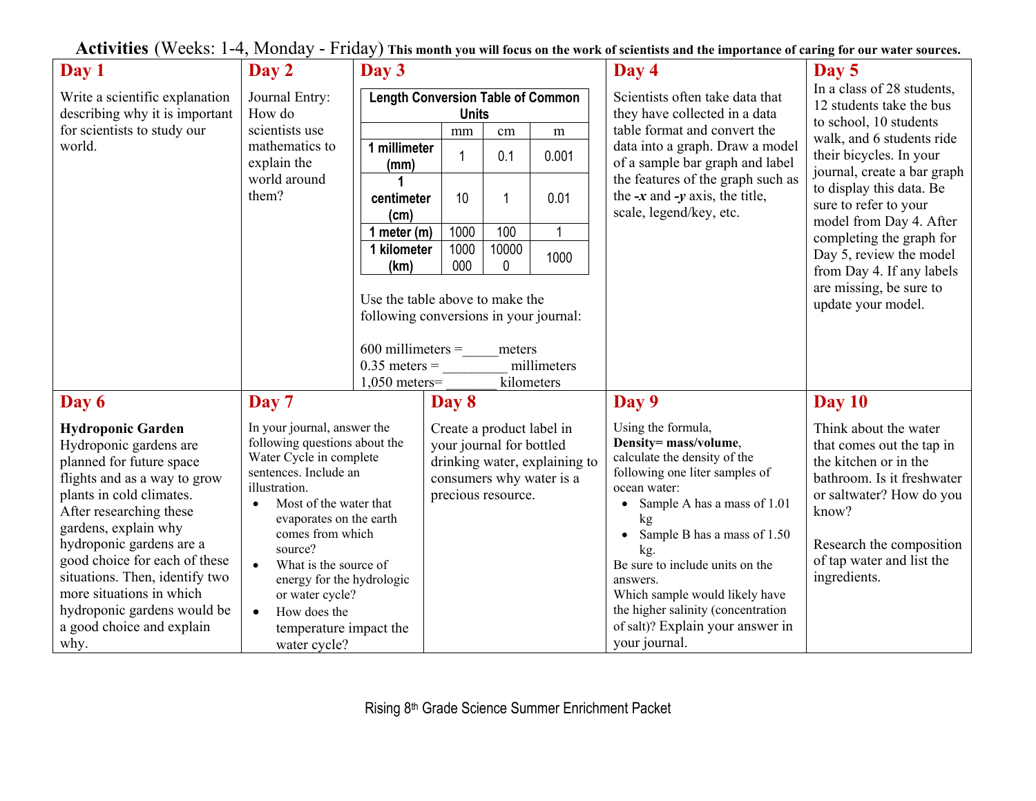**Activities** (Weeks: 1-4, Monday - Friday) **This month you will focus on the work of scientists and the importance of caring for our water sources.**

## Day 1

Write a scientific explanation describing why it is important for scientists to study our world.

## Day 2

Journal Entry: How do scientists use mathematics to explain the world around them?

## Day 3

**Length Conversion Table of Common Units**

| | mm | cm | m |
|---|---|---|---|
| **1 millimeter (mm)** | 1 | 0.1 | 0.001 |
| **1 centimeter (cm)** | 10 | 1 | 0.01 |
| **1 meter (m)** | 1000 | 100 | 1 |
| **1 kilometer (km)** | 1000000 | 100000 | 1000 |

Use the table above to make the following conversions in your journal:

600 millimeters =_____meters
0.35 meters = _________ millimeters
1,050 meters= _______ kilometers

## Day 4

Scientists often take data that they have collected in a data table format and convert the data into a graph. Draw a model of a sample bar graph and label the features of the graph such as the ***-x*** and ***-y*** axis, the title, scale, legend/key, etc.

## Day 5

In a class of 28 students, 12 students take the bus to school, 10 students walk, and 6 students ride their bicycles. In your journal, create a bar graph to display this data. Be sure to refer to your model from Day 4. After completing the graph for Day 5, review the model from Day 4. If any labels are missing, be sure to update your model.

## Day 6

**Hydroponic Garden**
Hydroponic gardens are planned for future space flights and as a way to grow plants in cold climates. After researching these gardens, explain why hydroponic gardens are a good choice for each of these situations. Then, identify two more situations in which hydroponic gardens would be a good choice and explain why.

## Day 7

In your journal, answer the following questions about the Water Cycle in complete sentences. Include an illustration.

- Most of the water that evaporates on the earth comes from which source?
- What is the source of energy for the hydrologic or water cycle?
- How does the temperature impact the water cycle?

## Day 8

Create a product label in your journal for bottled drinking water, explaining to consumers why water is a precious resource.

## Day 9

Using the formula, **Density= mass/volume**, calculate the density of the following one liter samples of ocean water:

- Sample A has a mass of 1.01 kg
- Sample B has a mass of 1.50 kg.

Be sure to include units on the answers.
Which sample would likely have the higher salinity (concentration of salt)? Explain your answer in your journal.

## Day 10

Think about the water that comes out the tap in the kitchen or in the bathroom. Is it freshwater or saltwater? How do you know?

Research the composition of tap water and list the ingredients.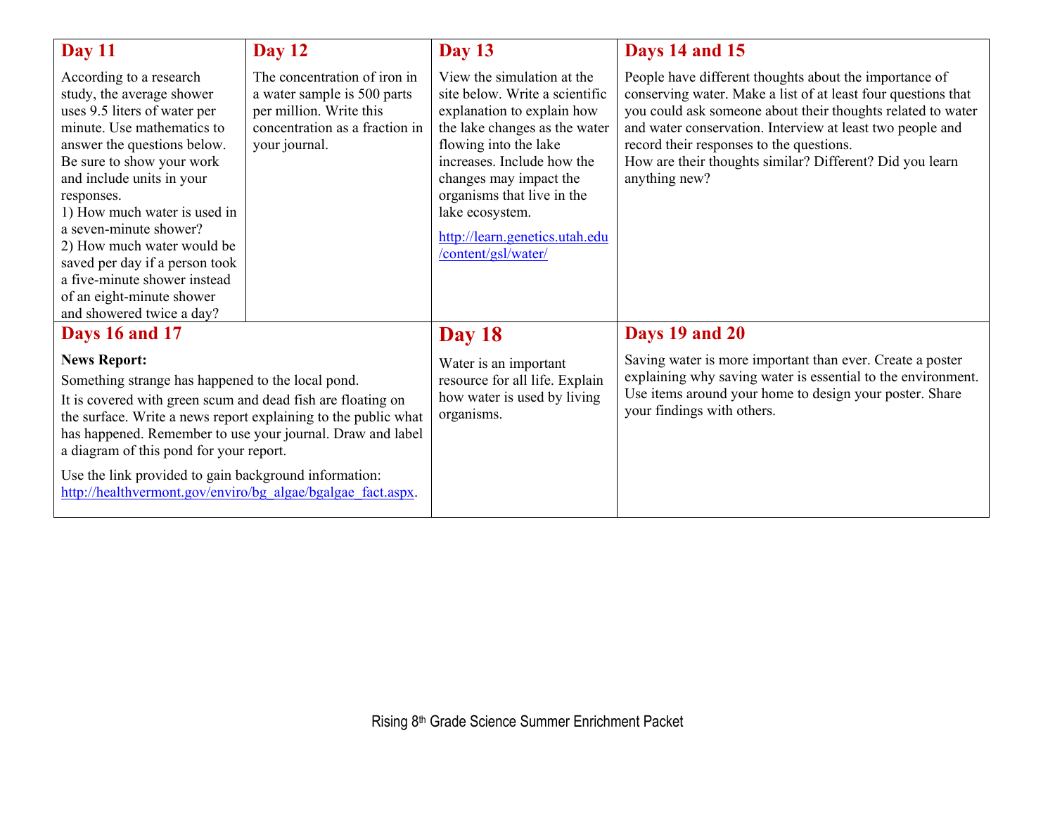## Day 11

According to a research study, the average shower uses 9.5 liters of water per minute. Use mathematics to answer the questions below. Be sure to show your work and include units in your responses.

1) How much water is used in a seven-minute shower?
2) How much water would be saved per day if a person took a five-minute shower instead of an eight-minute shower and showered twice a day?

## Day 12

The concentration of iron in a water sample is 500 parts per million. Write this concentration as a fraction in your journal.

## Day 13

View the simulation at the site below. Write a scientific explanation to explain how the lake changes as the water flowing into the lake increases. Include how the changes may impact the organisms that live in the lake ecosystem.

http://learn.genetics.utah.edu/content/gsl/water/

## Days 14 and 15

People have different thoughts about the importance of conserving water. Make a list of at least four questions that you could ask someone about their thoughts related to water and water conservation. Interview at least two people and record their responses to the questions.
How are their thoughts similar? Different? Did you learn anything new?

## Days 16 and 17

**News Report:**

Something strange has happened to the local pond.

It is covered with green scum and dead fish are floating on the surface. Write a news report explaining to the public what has happened. Remember to use your journal. Draw and label a diagram of this pond for your report.

Use the link provided to gain background information: http://healthvermont.gov/enviro/bg_algae/bgalgae_fact.aspx.

## Day 18

Water is an important resource for all life. Explain how water is used by living organisms.

## Days 19 and 20

Saving water is more important than ever. Create a poster explaining why saving water is essential to the environment. Use items around your home to design your poster. Share your findings with others.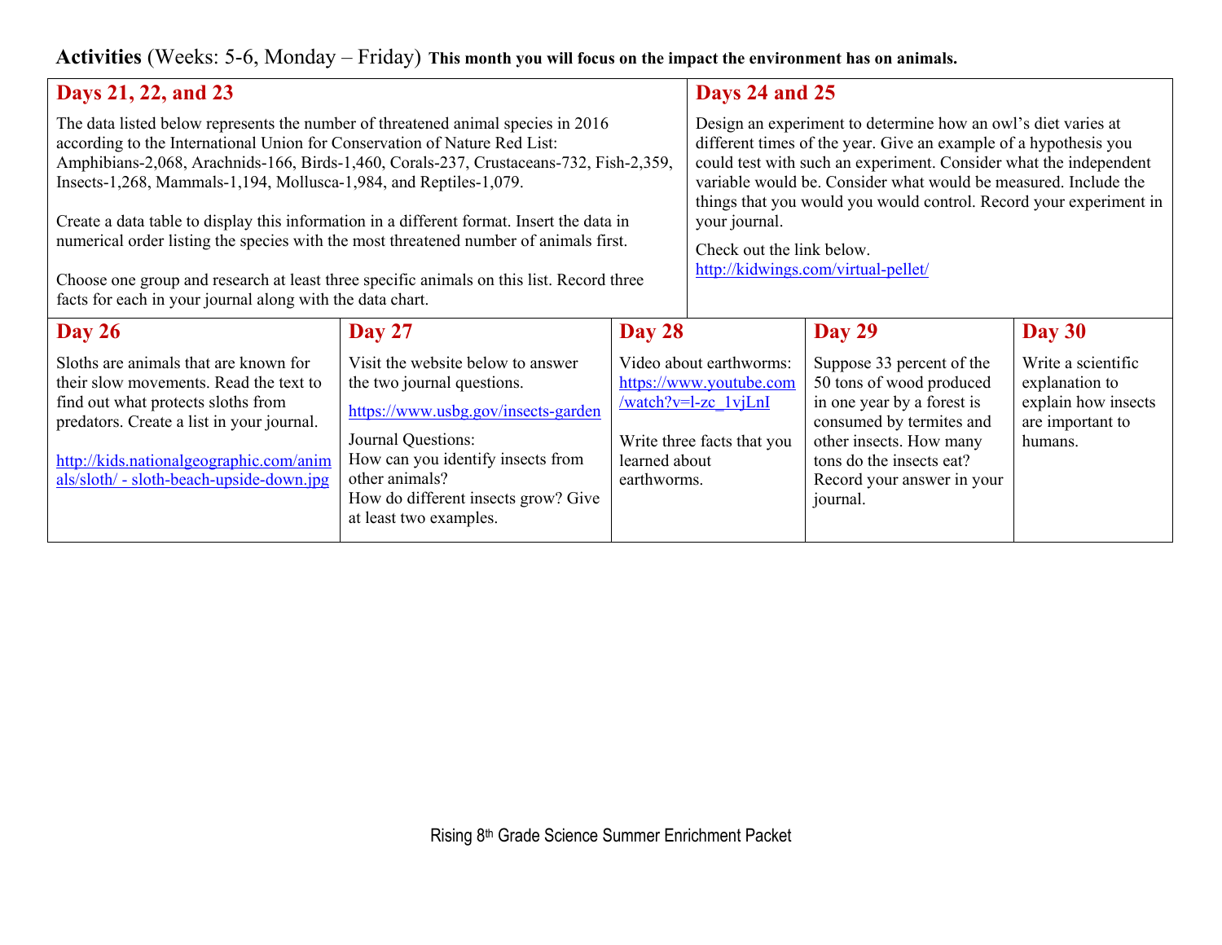**Activities** (Weeks: 5-6, Monday – Friday) **This month you will focus on the impact the environment has on animals.**

## Days 21, 22, and 23

The data listed below represents the number of threatened animal species in 2016 according to the International Union for Conservation of Nature Red List: Amphibians-2,068, Arachnids-166, Birds-1,460, Corals-237, Crustaceans-732, Fish-2,359, Insects-1,268, Mammals-1,194, Mollusca-1,984, and Reptiles-1,079.

Create a data table to display this information in a different format. Insert the data in numerical order listing the species with the most threatened number of animals first.

Choose one group and research at least three specific animals on this list. Record three facts for each in your journal along with the data chart.

## Days 24 and 25

Design an experiment to determine how an owl's diet varies at different times of the year. Give an example of a hypothesis you could test with such an experiment. Consider what the independent variable would be. Consider what would be measured. Include the things that you would you would control. Record your experiment in your journal.

Check out the link below.
http://kidwings.com/virtual-pellet/

## Day 26

Sloths are animals that are known for their slow movements. Read the text to find out what protects sloths from predators. Create a list in your journal.

http://kids.nationalgeographic.com/animals/sloth/ - sloth-beach-upside-down.jpg

## Day 27

Visit the website below to answer the two journal questions.

https://www.usbg.gov/insects-garden

Journal Questions:
How can you identify insects from other animals?
How do different insects grow? Give at least two examples.

## Day 28

Video about earthworms: https://www.youtube.com/watch?v=l-zc_1vjLnI

Write three facts that you learned about earthworms.

## Day 29

Suppose 33 percent of the 50 tons of wood produced in one year by a forest is consumed by termites and other insects. How many tons do the insects eat? Record your answer in your journal.

## Day 30

Write a scientific explanation to explain how insects are important to humans.